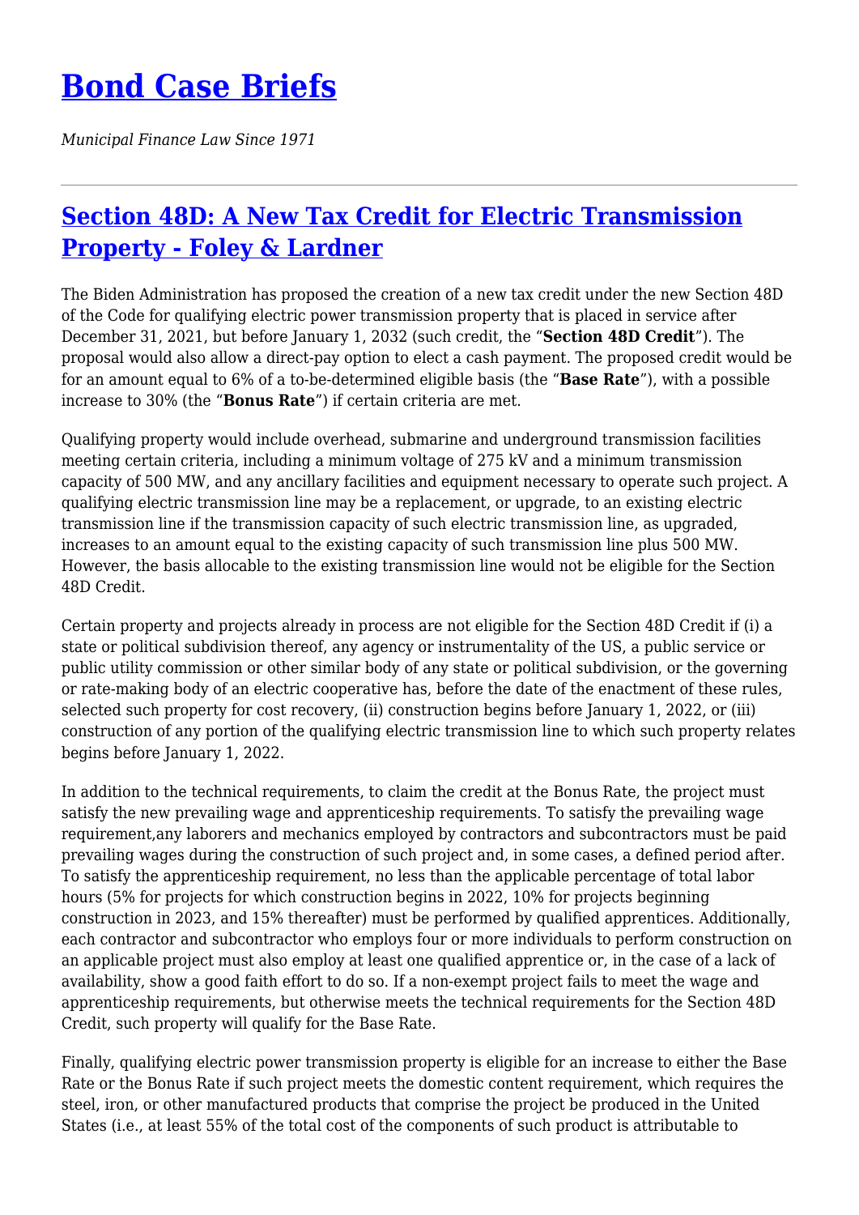# Bond Case Briefs

*Municipal Finance Law Since 1971*

---

## Section 48D: A New Tax Credit for Electric Transmission Property - Foley & Lardner

The Biden Administration has proposed the creation of a new tax credit under the new Section 48D of the Code for qualifying electric power transmission property that is placed in service after December 31, 2021, but before January 1, 2032 (such credit, the "**Section 48D Credit**"). The proposal would also allow a direct-pay option to elect a cash payment. The proposed credit would be for an amount equal to 6% of a to-be-determined eligible basis (the "**Base Rate**"), with a possible increase to 30% (the "**Bonus Rate**") if certain criteria are met.

Qualifying property would include overhead, submarine and underground transmission facilities meeting certain criteria, including a minimum voltage of 275 kV and a minimum transmission capacity of 500 MW, and any ancillary facilities and equipment necessary to operate such project. A qualifying electric transmission line may be a replacement, or upgrade, to an existing electric transmission line if the transmission capacity of such electric transmission line, as upgraded, increases to an amount equal to the existing capacity of such transmission line plus 500 MW. However, the basis allocable to the existing transmission line would not be eligible for the Section 48D Credit.

Certain property and projects already in process are not eligible for the Section 48D Credit if (i) a state or political subdivision thereof, any agency or instrumentality of the US, a public service or public utility commission or other similar body of any state or political subdivision, or the governing or rate-making body of an electric cooperative has, before the date of the enactment of these rules, selected such property for cost recovery, (ii) construction begins before January 1, 2022, or (iii) construction of any portion of the qualifying electric transmission line to which such property relates begins before January 1, 2022.

In addition to the technical requirements, to claim the credit at the Bonus Rate, the project must satisfy the new prevailing wage and apprenticeship requirements. To satisfy the prevailing wage requirement,any laborers and mechanics employed by contractors and subcontractors must be paid prevailing wages during the construction of such project and, in some cases, a defined period after. To satisfy the apprenticeship requirement, no less than the applicable percentage of total labor hours (5% for projects for which construction begins in 2022, 10% for projects beginning construction in 2023, and 15% thereafter) must be performed by qualified apprentices. Additionally, each contractor and subcontractor who employs four or more individuals to perform construction on an applicable project must also employ at least one qualified apprentice or, in the case of a lack of availability, show a good faith effort to do so. If a non-exempt project fails to meet the wage and apprenticeship requirements, but otherwise meets the technical requirements for the Section 48D Credit, such property will qualify for the Base Rate.

Finally, qualifying electric power transmission property is eligible for an increase to either the Base Rate or the Bonus Rate if such project meets the domestic content requirement, which requires the steel, iron, or other manufactured products that comprise the project be produced in the United States (i.e., at least 55% of the total cost of the components of such product is attributable to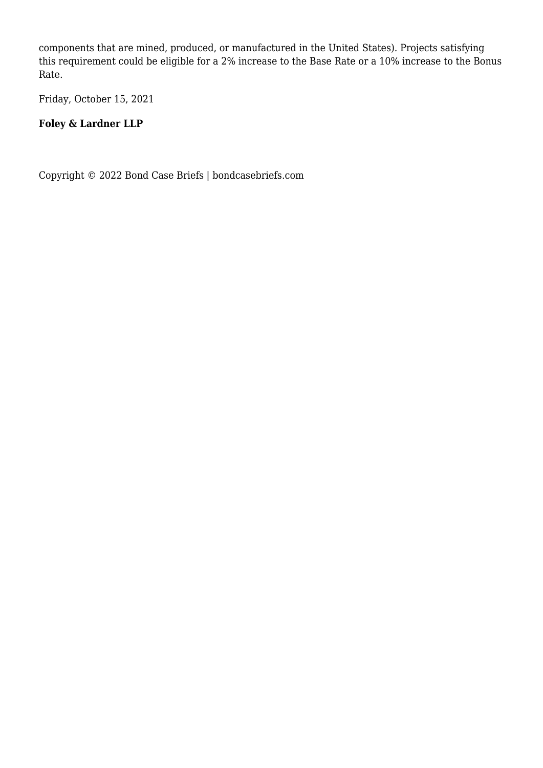components that are mined, produced, or manufactured in the United States). Projects satisfying this requirement could be eligible for a 2% increase to the Base Rate or a 10% increase to the Bonus Rate.

Friday, October 15, 2021

**Foley & Lardner LLP**

Copyright © 2022 Bond Case Briefs | bondcasebriefs.com